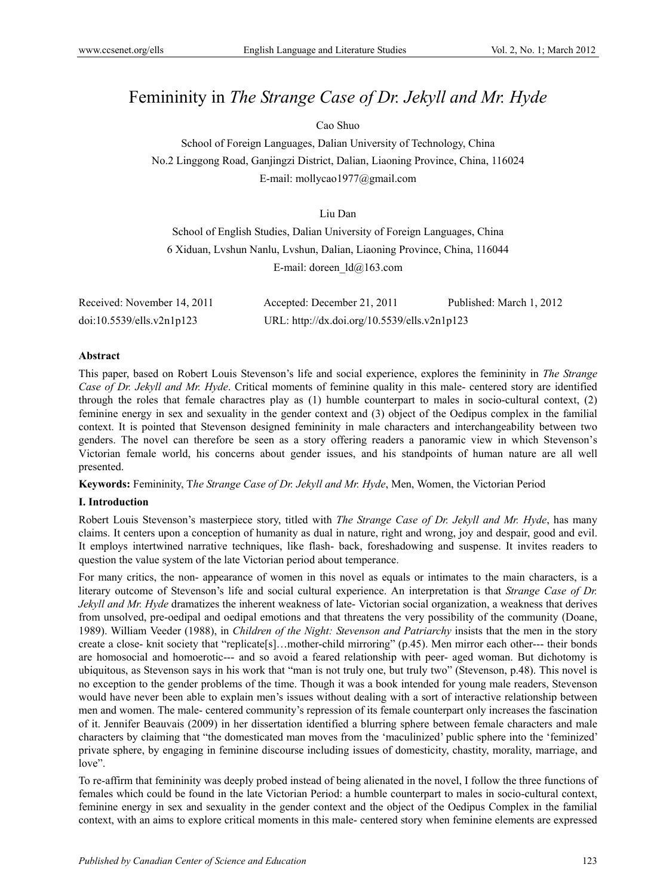# Femininity in *The Strange Case of Dr. Jekyll and Mr. Hyde*

Cao Shuo

School of Foreign Languages, Dalian University of Technology, China

No.2 Linggong Road, Ganjingzi District, Dalian, Liaoning Province, China, 116024

E-mail: mollycao1977@gmail.com

Liu Dan

School of English Studies, Dalian University of Foreign Languages, China

6 Xiduan, Lvshun Nanlu, Lvshun, Dalian, Liaoning Province, China, 116044

E-mail: doreen_ld@163.com

Received: November 14, 2011    Accepted: December 21, 2011    Published: March 1, 2012

doi:10.5539/ells.v2n1p123    URL: http://dx.doi.org/10.5539/ells.v2n1p123

**Abstract**

This paper, based on Robert Louis Stevenson's life and social experience, explores the femininity in *The Strange Case of Dr. Jekyll and Mr. Hyde*. Critical moments of feminine quality in this male- centered story are identified through the roles that female charactres play as (1) humble counterpart to males in socio-cultural context, (2) feminine energy in sex and sexuality in the gender context and (3) object of the Oedipus complex in the familial context. It is pointed that Stevenson designed femininity in male characters and interchangeability between two genders. The novel can therefore be seen as a story offering readers a panoramic view in which Stevenson's Victorian female world, his concerns about gender issues, and his standpoints of human nature are all well presented.

**Keywords:** Femininity, T*he Strange Case of Dr. Jekyll and Mr. Hyde*, Men, Women, the Victorian Period

**I. Introduction**

Robert Louis Stevenson's masterpiece story, titled with *The Strange Case of Dr. Jekyll and Mr. Hyde*, has many claims. It centers upon a conception of humanity as dual in nature, right and wrong, joy and despair, good and evil. It employs intertwined narrative techniques, like flash- back, foreshadowing and suspense. It invites readers to question the value system of the late Victorian period about temperance.

For many critics, the non- appearance of women in this novel as equals or intimates to the main characters, is a literary outcome of Stevenson's life and social cultural experience. An interpretation is that *Strange Case of Dr. Jekyll and Mr. Hyde* dramatizes the inherent weakness of late- Victorian social organization, a weakness that derives from unsolved, pre-oedipal and oedipal emotions and that threatens the very possibility of the community (Doane, 1989). William Veeder (1988), in *Children of the Night: Stevenson and Patriarchy* insists that the men in the story create a close- knit society that "replicate[s]…mother-child mirroring" (p.45). Men mirror each other--- their bonds are homosocial and homoerotic--- and so avoid a feared relationship with peer- aged woman. But dichotomy is ubiquitous, as Stevenson says in his work that "man is not truly one, but truly two" (Stevenson, p.48). This novel is no exception to the gender problems of the time. Though it was a book intended for young male readers, Stevenson would have never been able to explain men's issues without dealing with a sort of interactive relationship between men and women. The male- centered community's repression of its female counterpart only increases the fascination of it. Jennifer Beauvais (2009) in her dissertation identified a blurring sphere between female characters and male characters by claiming that "the domesticated man moves from the 'maculinized' public sphere into the 'feminized' private sphere, by engaging in feminine discourse including issues of domesticity, chastity, morality, marriage, and love".

To re-affirm that femininity was deeply probed instead of being alienated in the novel, I follow the three functions of females which could be found in the late Victorian Period: a humble counterpart to males in socio-cultural context, feminine energy in sex and sexuality in the gender context and the object of the Oedipus Complex in the familial context, with an aims to explore critical moments in this male- centered story when feminine elements are expressed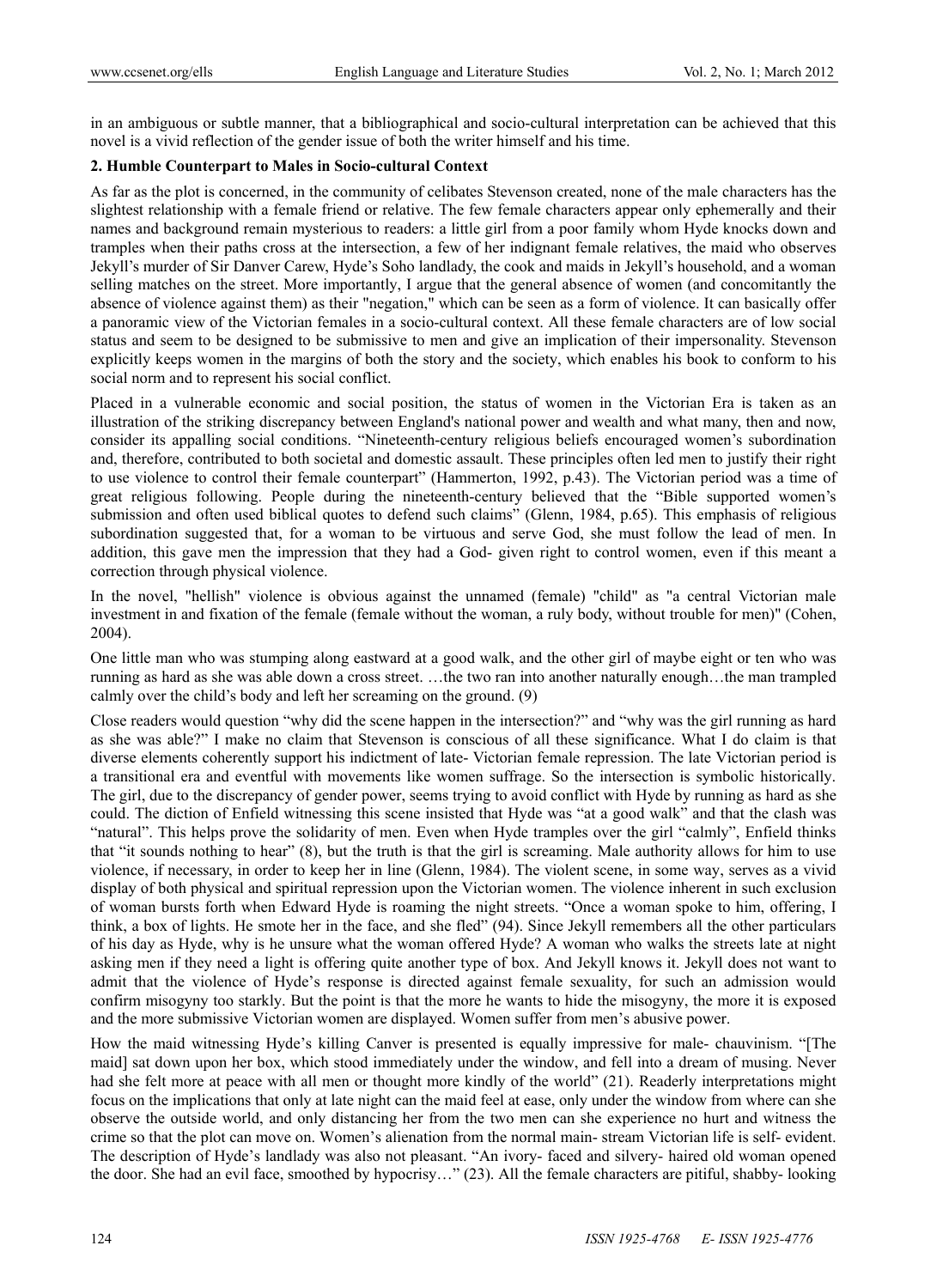in an ambiguous or subtle manner, that a bibliographical and socio-cultural interpretation can be achieved that this novel is a vivid reflection of the gender issue of both the writer himself and his time.

## 2. Humble Counterpart to Males in Socio-cultural Context

As far as the plot is concerned, in the community of celibates Stevenson created, none of the male characters has the slightest relationship with a female friend or relative. The few female characters appear only ephemerally and their names and background remain mysterious to readers: a little girl from a poor family whom Hyde knocks down and tramples when their paths cross at the intersection, a few of her indignant female relatives, the maid who observes Jekyll's murder of Sir Danver Carew, Hyde's Soho landlady, the cook and maids in Jekyll's household, and a woman selling matches on the street. More importantly, I argue that the general absence of women (and concomitantly the absence of violence against them) as their "negation," which can be seen as a form of violence. It can basically offer a panoramic view of the Victorian females in a socio-cultural context. All these female characters are of low social status and seem to be designed to be submissive to men and give an implication of their impersonality. Stevenson explicitly keeps women in the margins of both the story and the society, which enables his book to conform to his social norm and to represent his social conflict.

Placed in a vulnerable economic and social position, the status of women in the Victorian Era is taken as an illustration of the striking discrepancy between England's national power and wealth and what many, then and now, consider its appalling social conditions. "Nineteenth-century religious beliefs encouraged women's subordination and, therefore, contributed to both societal and domestic assault. These principles often led men to justify their right to use violence to control their female counterpart" (Hammerton, 1992, p.43). The Victorian period was a time of great religious following. People during the nineteenth-century believed that the "Bible supported women's submission and often used biblical quotes to defend such claims" (Glenn, 1984, p.65). This emphasis of religious subordination suggested that, for a woman to be virtuous and serve God, she must follow the lead of men. In addition, this gave men the impression that they had a God- given right to control women, even if this meant a correction through physical violence.

In the novel, "hellish" violence is obvious against the unnamed (female) "child" as "a central Victorian male investment in and fixation of the female (female without the woman, a ruly body, without trouble for men)" (Cohen, 2004).

One little man who was stumping along eastward at a good walk, and the other girl of maybe eight or ten who was running as hard as she was able down a cross street. …the two ran into another naturally enough…the man trampled calmly over the child's body and left her screaming on the ground. (9)

Close readers would question "why did the scene happen in the intersection?" and "why was the girl running as hard as she was able?" I make no claim that Stevenson is conscious of all these significance. What I do claim is that diverse elements coherently support his indictment of late- Victorian female repression. The late Victorian period is a transitional era and eventful with movements like women suffrage. So the intersection is symbolic historically. The girl, due to the discrepancy of gender power, seems trying to avoid conflict with Hyde by running as hard as she could. The diction of Enfield witnessing this scene insisted that Hyde was "at a good walk" and that the clash was "natural". This helps prove the solidarity of men. Even when Hyde tramples over the girl "calmly", Enfield thinks that "it sounds nothing to hear" (8), but the truth is that the girl is screaming. Male authority allows for him to use violence, if necessary, in order to keep her in line (Glenn, 1984). The violent scene, in some way, serves as a vivid display of both physical and spiritual repression upon the Victorian women. The violence inherent in such exclusion of woman bursts forth when Edward Hyde is roaming the night streets. "Once a woman spoke to him, offering, I think, a box of lights. He smote her in the face, and she fled" (94). Since Jekyll remembers all the other particulars of his day as Hyde, why is he unsure what the woman offered Hyde? A woman who walks the streets late at night asking men if they need a light is offering quite another type of box. And Jekyll knows it. Jekyll does not want to admit that the violence of Hyde's response is directed against female sexuality, for such an admission would confirm misogyny too starkly. But the point is that the more he wants to hide the misogyny, the more it is exposed and the more submissive Victorian women are displayed. Women suffer from men's abusive power.

How the maid witnessing Hyde's killing Canver is presented is equally impressive for male- chauvinism. "[The maid] sat down upon her box, which stood immediately under the window, and fell into a dream of musing. Never had she felt more at peace with all men or thought more kindly of the world" (21). Readerly interpretations might focus on the implications that only at late night can the maid feel at ease, only under the window from where can she observe the outside world, and only distancing her from the two men can she experience no hurt and witness the crime so that the plot can move on. Women's alienation from the normal main- stream Victorian life is self- evident. The description of Hyde's landlady was also not pleasant. "An ivory- faced and silvery- haired old woman opened the door. She had an evil face, smoothed by hypocrisy…" (23). All the female characters are pitiful, shabby- looking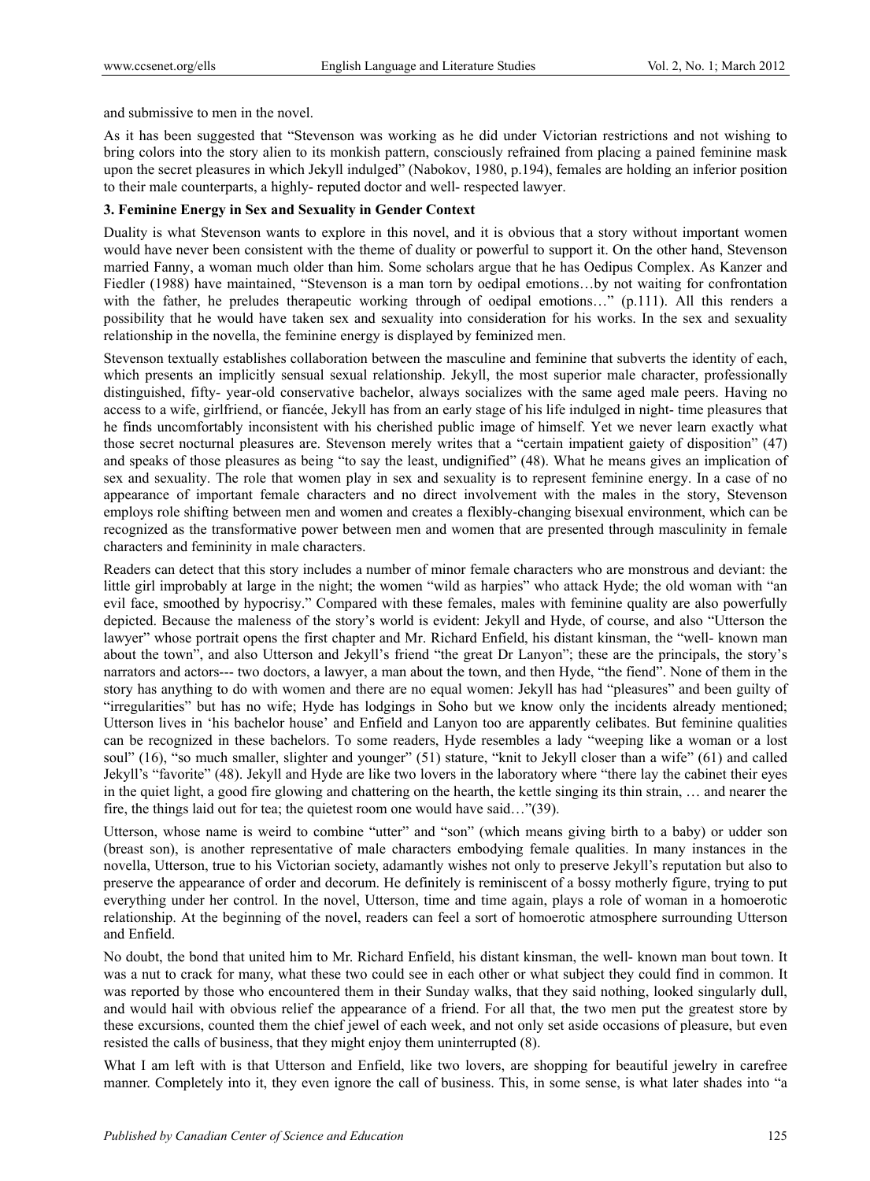and submissive to men in the novel.

As it has been suggested that "Stevenson was working as he did under Victorian restrictions and not wishing to bring colors into the story alien to its monkish pattern, consciously refrained from placing a pained feminine mask upon the secret pleasures in which Jekyll indulged" (Nabokov, 1980, p.194), females are holding an inferior position to their male counterparts, a highly- reputed doctor and well- respected lawyer.

### 3. Feminine Energy in Sex and Sexuality in Gender Context

Duality is what Stevenson wants to explore in this novel, and it is obvious that a story without important women would have never been consistent with the theme of duality or powerful to support it. On the other hand, Stevenson married Fanny, a woman much older than him. Some scholars argue that he has Oedipus Complex. As Kanzer and Fiedler (1988) have maintained, "Stevenson is a man torn by oedipal emotions…by not waiting for confrontation with the father, he preludes therapeutic working through of oedipal emotions…" (p.111). All this renders a possibility that he would have taken sex and sexuality into consideration for his works. In the sex and sexuality relationship in the novella, the feminine energy is displayed by feminized men.

Stevenson textually establishes collaboration between the masculine and feminine that subverts the identity of each, which presents an implicitly sensual sexual relationship. Jekyll, the most superior male character, professionally distinguished, fifty- year-old conservative bachelor, always socializes with the same aged male peers. Having no access to a wife, girlfriend, or fiancée, Jekyll has from an early stage of his life indulged in night- time pleasures that he finds uncomfortably inconsistent with his cherished public image of himself. Yet we never learn exactly what those secret nocturnal pleasures are. Stevenson merely writes that a "certain impatient gaiety of disposition" (47) and speaks of those pleasures as being "to say the least, undignified" (48). What he means gives an implication of sex and sexuality. The role that women play in sex and sexuality is to represent feminine energy. In a case of no appearance of important female characters and no direct involvement with the males in the story, Stevenson employs role shifting between men and women and creates a flexibly-changing bisexual environment, which can be recognized as the transformative power between men and women that are presented through masculinity in female characters and femininity in male characters.

Readers can detect that this story includes a number of minor female characters who are monstrous and deviant: the little girl improbably at large in the night; the women "wild as harpies" who attack Hyde; the old woman with "an evil face, smoothed by hypocrisy." Compared with these females, males with feminine quality are also powerfully depicted. Because the maleness of the story's world is evident: Jekyll and Hyde, of course, and also "Utterson the lawyer" whose portrait opens the first chapter and Mr. Richard Enfield, his distant kinsman, the "well- known man about the town", and also Utterson and Jekyll's friend "the great Dr Lanyon"; these are the principals, the story's narrators and actors--- two doctors, a lawyer, a man about the town, and then Hyde, "the fiend". None of them in the story has anything to do with women and there are no equal women: Jekyll has had "pleasures" and been guilty of "irregularities" but has no wife; Hyde has lodgings in Soho but we know only the incidents already mentioned; Utterson lives in 'his bachelor house' and Enfield and Lanyon too are apparently celibates. But feminine qualities can be recognized in these bachelors. To some readers, Hyde resembles a lady "weeping like a woman or a lost soul" (16), "so much smaller, slighter and younger" (51) stature, "knit to Jekyll closer than a wife" (61) and called Jekyll's "favorite" (48). Jekyll and Hyde are like two lovers in the laboratory where "there lay the cabinet their eyes in the quiet light, a good fire glowing and chattering on the hearth, the kettle singing its thin strain, … and nearer the fire, the things laid out for tea; the quietest room one would have said…"(39).

Utterson, whose name is weird to combine "utter" and "son" (which means giving birth to a baby) or udder son (breast son), is another representative of male characters embodying female qualities. In many instances in the novella, Utterson, true to his Victorian society, adamantly wishes not only to preserve Jekyll's reputation but also to preserve the appearance of order and decorum. He definitely is reminiscent of a bossy motherly figure, trying to put everything under her control. In the novel, Utterson, time and time again, plays a role of woman in a homoerotic relationship. At the beginning of the novel, readers can feel a sort of homoerotic atmosphere surrounding Utterson and Enfield.

No doubt, the bond that united him to Mr. Richard Enfield, his distant kinsman, the well- known man bout town. It was a nut to crack for many, what these two could see in each other or what subject they could find in common. It was reported by those who encountered them in their Sunday walks, that they said nothing, looked singularly dull, and would hail with obvious relief the appearance of a friend. For all that, the two men put the greatest store by these excursions, counted them the chief jewel of each week, and not only set aside occasions of pleasure, but even resisted the calls of business, that they might enjoy them uninterrupted (8).

What I am left with is that Utterson and Enfield, like two lovers, are shopping for beautiful jewelry in carefree manner. Completely into it, they even ignore the call of business. This, in some sense, is what later shades into "a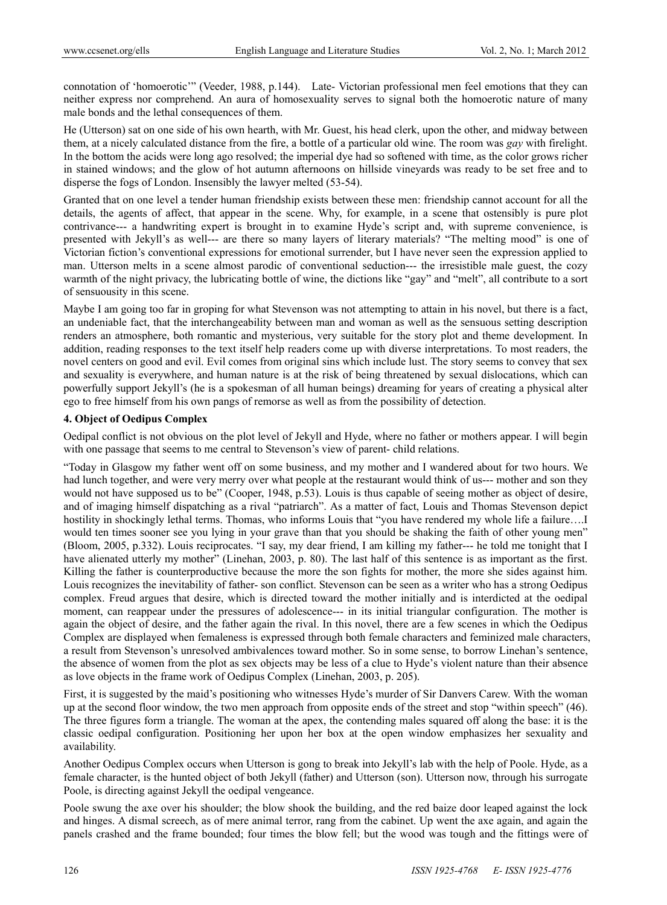connotation of 'homoerotic'" (Veeder, 1988, p.144). Late- Victorian professional men feel emotions that they can neither express nor comprehend. An aura of homosexuality serves to signal both the homoerotic nature of many male bonds and the lethal consequences of them.

He (Utterson) sat on one side of his own hearth, with Mr. Guest, his head clerk, upon the other, and midway between them, at a nicely calculated distance from the fire, a bottle of a particular old wine. The room was *gay* with firelight. In the bottom the acids were long ago resolved; the imperial dye had so softened with time, as the color grows richer in stained windows; and the glow of hot autumn afternoons on hillside vineyards was ready to be set free and to disperse the fogs of London. Insensibly the lawyer melted (53-54).

Granted that on one level a tender human friendship exists between these men: friendship cannot account for all the details, the agents of affect, that appear in the scene. Why, for example, in a scene that ostensibly is pure plot contrivance--- a handwriting expert is brought in to examine Hyde's script and, with supreme convenience, is presented with Jekyll's as well--- are there so many layers of literary materials? "The melting mood" is one of Victorian fiction's conventional expressions for emotional surrender, but I have never seen the expression applied to man. Utterson melts in a scene almost parodic of conventional seduction--- the irresistible male guest, the cozy warmth of the night privacy, the lubricating bottle of wine, the dictions like "gay" and "melt", all contribute to a sort of sensuousity in this scene.

Maybe I am going too far in groping for what Stevenson was not attempting to attain in his novel, but there is a fact, an undeniable fact, that the interchangeability between man and woman as well as the sensuous setting description renders an atmosphere, both romantic and mysterious, very suitable for the story plot and theme development. In addition, reading responses to the text itself help readers come up with diverse interpretations. To most readers, the novel centers on good and evil. Evil comes from original sins which include lust. The story seems to convey that sex and sexuality is everywhere, and human nature is at the risk of being threatened by sexual dislocations, which can powerfully support Jekyll's (he is a spokesman of all human beings) dreaming for years of creating a physical alter ego to free himself from his own pangs of remorse as well as from the possibility of detection.

**4. Object of Oedipus Complex**

Oedipal conflict is not obvious on the plot level of Jekyll and Hyde, where no father or mothers appear. I will begin with one passage that seems to me central to Stevenson's view of parent- child relations.

"Today in Glasgow my father went off on some business, and my mother and I wandered about for two hours. We had lunch together, and were very merry over what people at the restaurant would think of us--- mother and son they would not have supposed us to be" (Cooper, 1948, p.53). Louis is thus capable of seeing mother as object of desire, and of imaging himself dispatching as a rival "patriarch". As a matter of fact, Louis and Thomas Stevenson depict hostility in shockingly lethal terms. Thomas, who informs Louis that "you have rendered my whole life a failure….I would ten times sooner see you lying in your grave than that you should be shaking the faith of other young men" (Bloom, 2005, p.332). Louis reciprocates. "I say, my dear friend, I am killing my father--- he told me tonight that I have alienated utterly my mother" (Linehan, 2003, p. 80). The last half of this sentence is as important as the first. Killing the father is counterproductive because the more the son fights for mother, the more she sides against him. Louis recognizes the inevitability of father- son conflict. Stevenson can be seen as a writer who has a strong Oedipus complex. Freud argues that desire, which is directed toward the mother initially and is interdicted at the oedipal moment, can reappear under the pressures of adolescence--- in its initial triangular configuration. The mother is again the object of desire, and the father again the rival. In this novel, there are a few scenes in which the Oedipus Complex are displayed when femaleness is expressed through both female characters and feminized male characters, a result from Stevenson's unresolved ambivalences toward mother. So in some sense, to borrow Linehan's sentence, the absence of women from the plot as sex objects may be less of a clue to Hyde's violent nature than their absence as love objects in the frame work of Oedipus Complex (Linehan, 2003, p. 205).

First, it is suggested by the maid's positioning who witnesses Hyde's murder of Sir Danvers Carew. With the woman up at the second floor window, the two men approach from opposite ends of the street and stop "within speech" (46). The three figures form a triangle. The woman at the apex, the contending males squared off along the base: it is the classic oedipal configuration. Positioning her upon her box at the open window emphasizes her sexuality and availability.

Another Oedipus Complex occurs when Utterson is gong to break into Jekyll's lab with the help of Poole. Hyde, as a female character, is the hunted object of both Jekyll (father) and Utterson (son). Utterson now, through his surrogate Poole, is directing against Jekyll the oedipal vengeance.

Poole swung the axe over his shoulder; the blow shook the building, and the red baize door leaped against the lock and hinges. A dismal screech, as of mere animal terror, rang from the cabinet. Up went the axe again, and again the panels crashed and the frame bounded; four times the blow fell; but the wood was tough and the fittings were of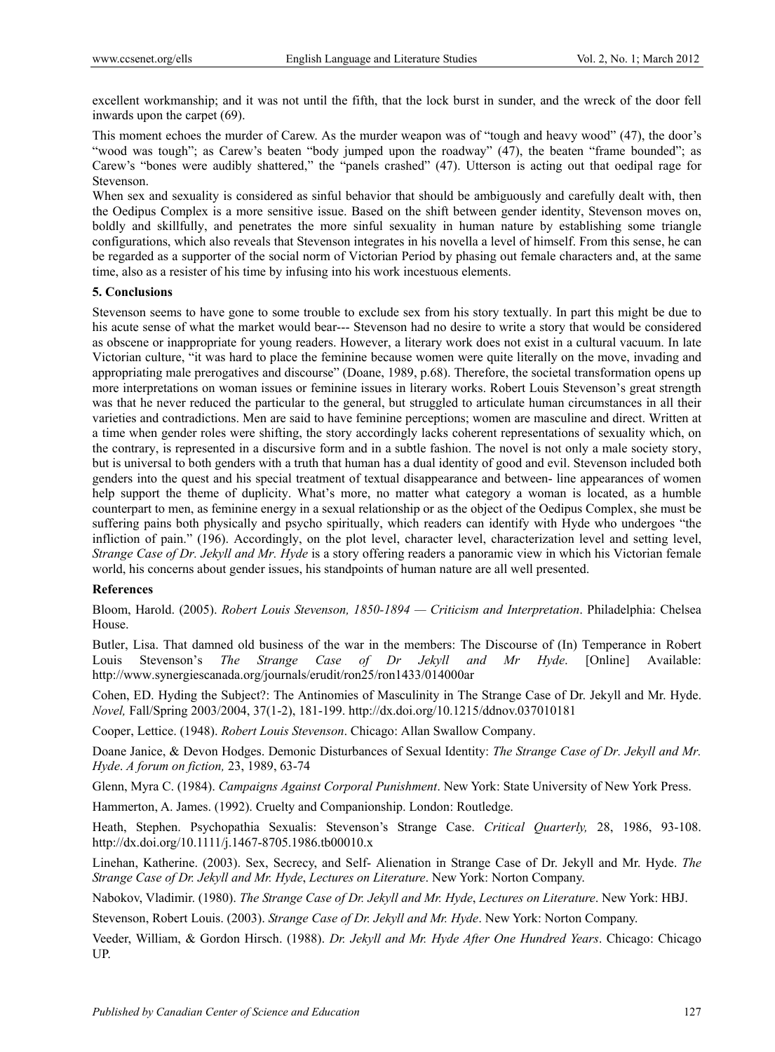excellent workmanship; and it was not until the fifth, that the lock burst in sunder, and the wreck of the door fell inwards upon the carpet (69).

This moment echoes the murder of Carew. As the murder weapon was of "tough and heavy wood" (47), the door's "wood was tough"; as Carew's beaten "body jumped upon the roadway" (47), the beaten "frame bounded"; as Carew's "bones were audibly shattered," the "panels crashed" (47). Utterson is acting out that oedipal rage for Stevenson.

When sex and sexuality is considered as sinful behavior that should be ambiguously and carefully dealt with, then the Oedipus Complex is a more sensitive issue. Based on the shift between gender identity, Stevenson moves on, boldly and skillfully, and penetrates the more sinful sexuality in human nature by establishing some triangle configurations, which also reveals that Stevenson integrates in his novella a level of himself. From this sense, he can be regarded as a supporter of the social norm of Victorian Period by phasing out female characters and, at the same time, also as a resister of his time by infusing into his work incestuous elements.

### 5. Conclusions

Stevenson seems to have gone to some trouble to exclude sex from his story textually. In part this might be due to his acute sense of what the market would bear--- Stevenson had no desire to write a story that would be considered as obscene or inappropriate for young readers. However, a literary work does not exist in a cultural vacuum. In late Victorian culture, "it was hard to place the feminine because women were quite literally on the move, invading and appropriating male prerogatives and discourse" (Doane, 1989, p.68). Therefore, the societal transformation opens up more interpretations on woman issues or feminine issues in literary works. Robert Louis Stevenson's great strength was that he never reduced the particular to the general, but struggled to articulate human circumstances in all their varieties and contradictions. Men are said to have feminine perceptions; women are masculine and direct. Written at a time when gender roles were shifting, the story accordingly lacks coherent representations of sexuality which, on the contrary, is represented in a discursive form and in a subtle fashion. The novel is not only a male society story, but is universal to both genders with a truth that human has a dual identity of good and evil. Stevenson included both genders into the quest and his special treatment of textual disappearance and between- line appearances of women help support the theme of duplicity. What's more, no matter what category a woman is located, as a humble counterpart to men, as feminine energy in a sexual relationship or as the object of the Oedipus Complex, she must be suffering pains both physically and psycho spiritually, which readers can identify with Hyde who undergoes "the infliction of pain." (196). Accordingly, on the plot level, character level, characterization level and setting level, *Strange Case of Dr. Jekyll and Mr. Hyde* is a story offering readers a panoramic view in which his Victorian female world, his concerns about gender issues, his standpoints of human nature are all well presented.

### References

Bloom, Harold. (2005). *Robert Louis Stevenson, 1850-1894 — Criticism and Interpretation*. Philadelphia: Chelsea House.

Butler, Lisa. That damned old business of the war in the members: The Discourse of (In) Temperance in Robert Louis Stevenson's *The Strange Case of Dr Jekyll and Mr Hyde*. [Online] Available: http://www.synergiescanada.org/journals/erudit/ron25/ron1433/014000ar

Cohen, ED. Hyding the Subject?: The Antinomies of Masculinity in The Strange Case of Dr. Jekyll and Mr. Hyde. *Novel,* Fall/Spring 2003/2004, 37(1-2), 181-199. http://dx.doi.org/10.1215/ddnov.037010181

Cooper, Lettice. (1948). *Robert Louis Stevenson*. Chicago: Allan Swallow Company.

Doane Janice, & Devon Hodges. Demonic Disturbances of Sexual Identity: *The Strange Case of Dr. Jekyll and Mr. Hyde*. *A forum on fiction,* 23, 1989, 63-74

Glenn, Myra C. (1984). *Campaigns Against Corporal Punishment*. New York: State University of New York Press.

Hammerton, A. James. (1992). Cruelty and Companionship. London: Routledge.

Heath, Stephen. Psychopathia Sexualis: Stevenson's Strange Case. *Critical Quarterly,* 28, 1986, 93-108. http://dx.doi.org/10.1111/j.1467-8705.1986.tb00010.x

Linehan, Katherine. (2003). Sex, Secrecy, and Self- Alienation in Strange Case of Dr. Jekyll and Mr. Hyde. *The Strange Case of Dr. Jekyll and Mr. Hyde*, *Lectures on Literature*. New York: Norton Company.

Nabokov, Vladimir. (1980). *The Strange Case of Dr. Jekyll and Mr. Hyde*, *Lectures on Literature*. New York: HBJ.

Stevenson, Robert Louis. (2003). *Strange Case of Dr. Jekyll and Mr. Hyde*. New York: Norton Company.

Veeder, William, & Gordon Hirsch. (1988). *Dr. Jekyll and Mr. Hyde After One Hundred Years*. Chicago: Chicago UP.